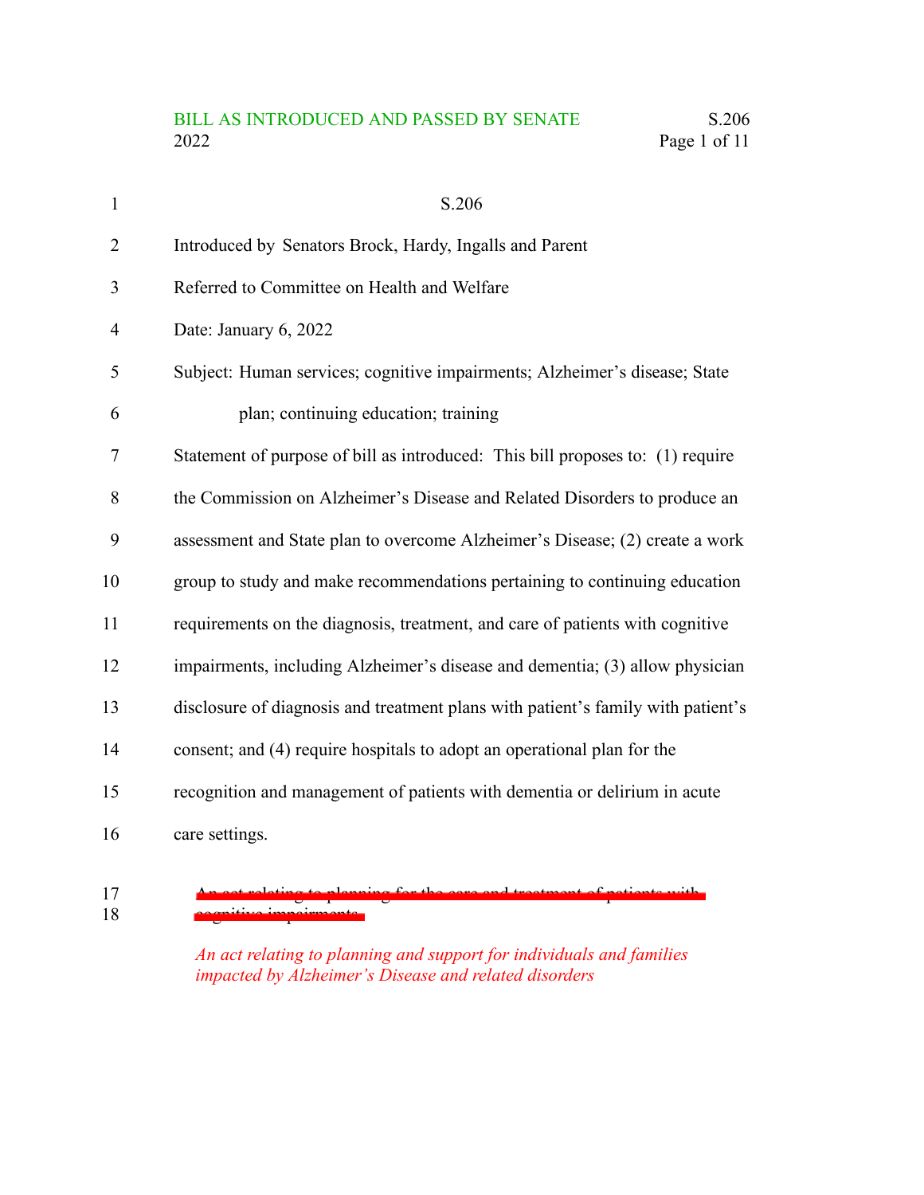BILL AS INTRODUCED AND PASSED BY SENATE
2022

S.206

Introduced by Senators Brock, Hardy, Ingalls and Parent

Referred to Committee on Health and Welfare

Date: January 6, 2022

Subject: Human services; cognitive impairments; Alzheimer's disease; State plan; continuing education; training

Statement of purpose of bill as introduced: This bill proposes to: (1) require the Commission on Alzheimer's Disease and Related Disorders to produce an assessment and State plan to overcome Alzheimer's Disease; (2) create a work group to study and make recommendations pertaining to continuing education requirements on the diagnosis, treatment, and care of patients with cognitive impairments, including Alzheimer's disease and dementia; (3) allow physician disclosure of diagnosis and treatment plans with patient's family with patient's consent; and (4) require hospitals to adopt an operational plan for the recognition and management of patients with dementia or delirium in acute care settings.

~~An act relating to planning for the care and treatment of patients with cognitive impairments~~

*An act relating to planning and support for individuals and families impacted by Alzheimer's Disease and related disorders*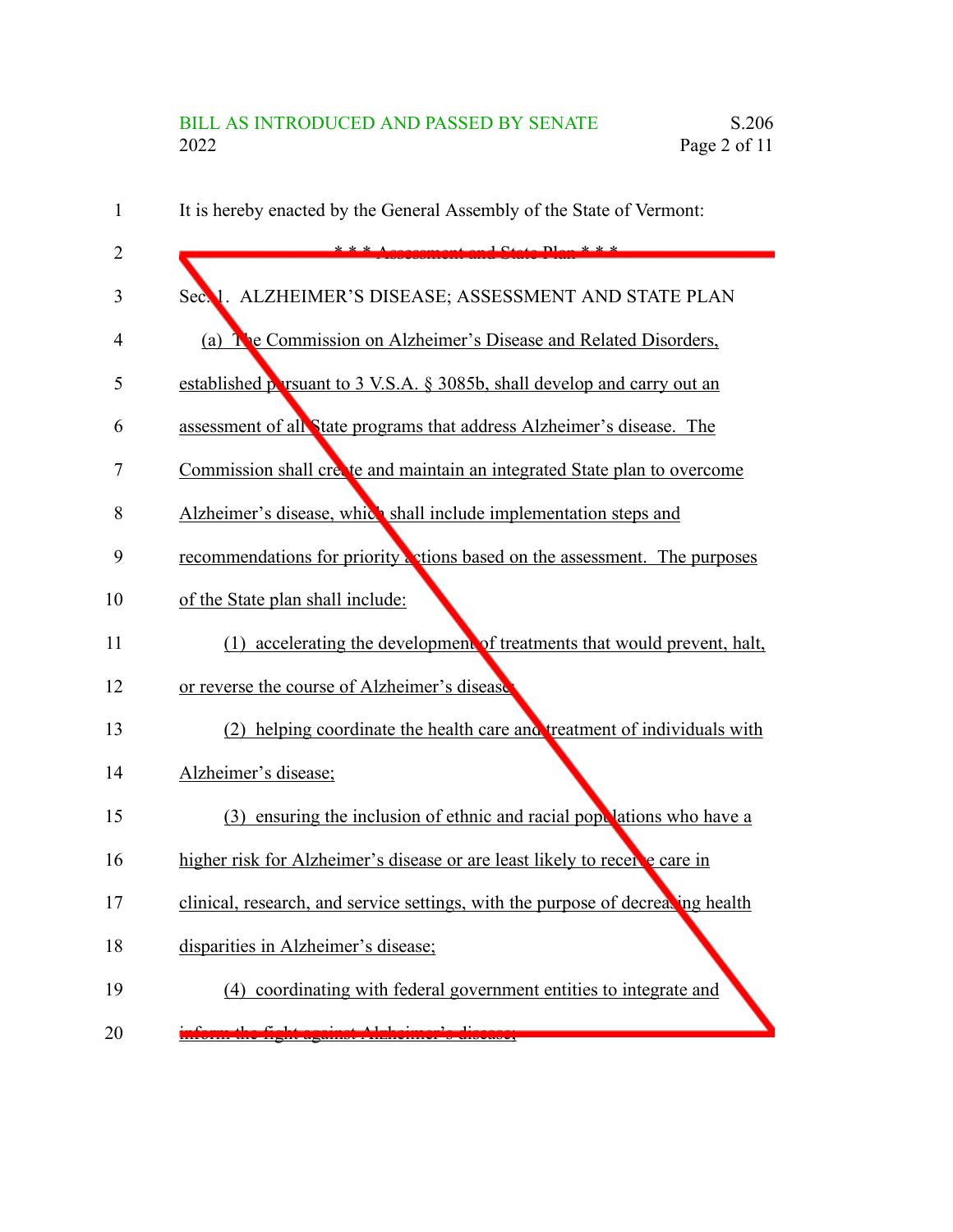It is hereby enacted by the General Assembly of the State of Vermont:

\* \* \* Assessment and State Plan \* \* \*

Sec. 1. ALZHEIMER'S DISEASE; ASSESSMENT AND STATE PLAN

(a) The Commission on Alzheimer's Disease and Related Disorders, established pursuant to 3 V.S.A. § 3085b, shall develop and carry out an assessment of all State programs that address Alzheimer's disease. The Commission shall create and maintain an integrated State plan to overcome Alzheimer's disease, which shall include implementation steps and recommendations for priority actions based on the assessment. The purposes of the State plan shall include:

(1) accelerating the development of treatments that would prevent, halt, or reverse the course of Alzheimer's disease;

(2) helping coordinate the health care and treatment of individuals with Alzheimer's disease;

(3) ensuring the inclusion of ethnic and racial populations who have a higher risk for Alzheimer's disease or are least likely to receive care in clinical, research, and service settings, with the purpose of decreasing health disparities in Alzheimer's disease;

(4) coordinating with federal government entities to integrate and inform the fight against Alzheimer's disease;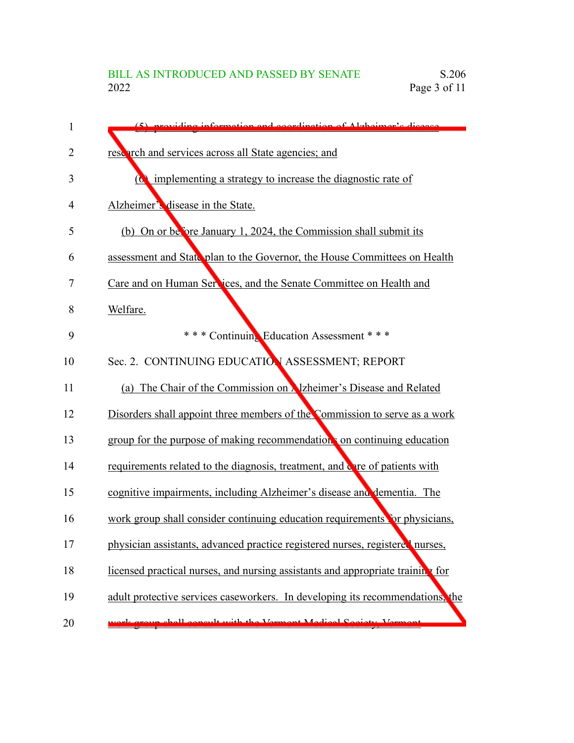(5) providing information and coordination of Alzheimer's disease research and services across all State agencies; and

(6) implementing a strategy to increase the diagnostic rate of Alzheimer's disease in the State.

(b) On or before January 1, 2024, the Commission shall submit its assessment and State plan to the Governor, the House Committees on Health Care and on Human Services, and the Senate Committee on Health and Welfare.

\* \* \* Continuing Education Assessment \* \* \*

Sec. 2. CONTINUING EDUCATION ASSESSMENT; REPORT

(a) The Chair of the Commission on Alzheimer's Disease and Related Disorders shall appoint three members of the Commission to serve as a work group for the purpose of making recommendations on continuing education requirements related to the diagnosis, treatment, and care of patients with cognitive impairments, including Alzheimer's disease and dementia. The work group shall consider continuing education requirements for physicians, physician assistants, advanced practice registered nurses, registered nurses, licensed practical nurses, and nursing assistants and appropriate training for adult protective services caseworkers. In developing its recommendations, the work group shall consult with the Vermont Medical Society, Vermont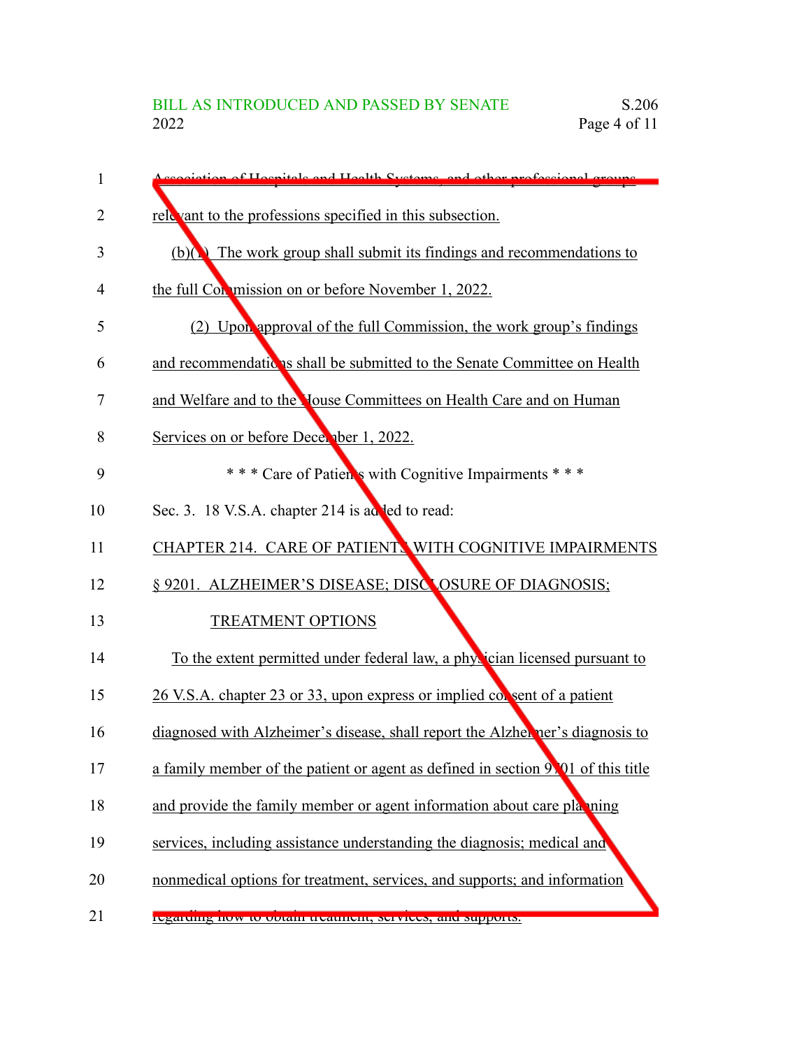Association of Hospitals and Health Systems, and other professional groups relevant to the professions specified in this subsection.

(b)(1) The work group shall submit its findings and recommendations to the full Commission on or before November 1, 2022.

(2) Upon approval of the full Commission, the work group's findings and recommendations shall be submitted to the Senate Committee on Health and Welfare and to the House Committees on Health Care and on Human Services on or before December 1, 2022.

\* \* \* Care of Patients with Cognitive Impairments \* \* \*

Sec. 3. 18 V.S.A. chapter 214 is added to read:

CHAPTER 214. CARE OF PATIENTS WITH COGNITIVE IMPAIRMENTS

§ 9201. ALZHEIMER'S DISEASE; DISCLOSURE OF DIAGNOSIS; TREATMENT OPTIONS

To the extent permitted under federal law, a physician licensed pursuant to 26 V.S.A. chapter 23 or 33, upon express or implied consent of a patient diagnosed with Alzheimer's disease, shall report the Alzheimer's diagnosis to a family member of the patient or agent as defined in section 9701 of this title and provide the family member or agent information about care planning services, including assistance understanding the diagnosis; medical and nonmedical options for treatment, services, and supports; and information regarding how to obtain treatment, services, and supports.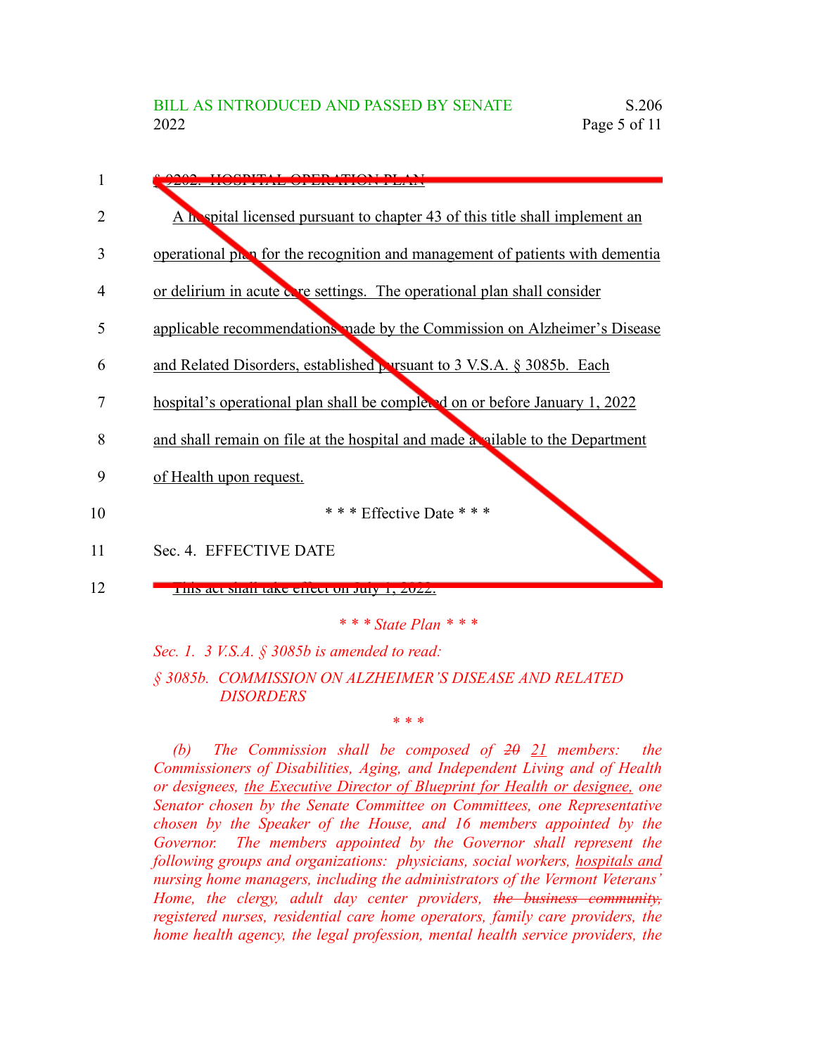1 § 9202. HOSPITAL OPERATION PLAN

2 A hospital licensed pursuant to chapter 43 of this title shall implement an

3 operational plan for the recognition and management of patients with dementia

4 or delirium in acute care settings. The operational plan shall consider

5 applicable recommendations made by the Commission on Alzheimer's Disease

6 and Related Disorders, established pursuant to 3 V.S.A. § 3085b. Each

7 hospital's operational plan shall be completed on or before January 1, 2022

8 and shall remain on file at the hospital and made available to the Department

9 of Health upon request.

10 * * * Effective Date * * *

11 Sec. 4. EFFECTIVE DATE

12 This act shall take effect on July 1, 2022.

*\* \* \* State Plan \* \* \**

*Sec. 1. 3 V.S.A. § 3085b is amended to read:*

*§ 3085b. COMMISSION ON ALZHEIMER'S DISEASE AND RELATED DISORDERS*

*\* \* \**

*(b) The Commission shall be composed of ~~20~~ 21 members: the Commissioners of Disabilities, Aging, and Independent Living and of Health or designees, the Executive Director of Blueprint for Health or designee, one Senator chosen by the Senate Committee on Committees, one Representative chosen by the Speaker of the House, and 16 members appointed by the Governor. The members appointed by the Governor shall represent the following groups and organizations: physicians, social workers, hospitals and nursing home managers, including the administrators of the Vermont Veterans' Home, the clergy, adult day center providers, ~~the business community,~~ registered nurses, residential care home operators, family care providers, the home health agency, the legal profession, mental health service providers, the*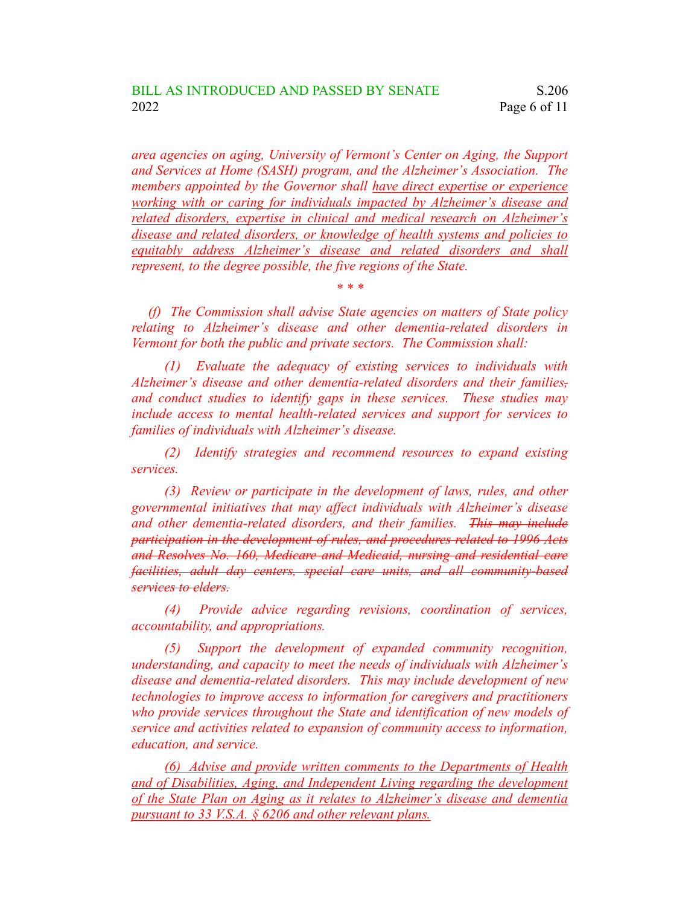*area agencies on aging, University of Vermont's Center on Aging, the Support and Services at Home (SASH) program, and the Alzheimer's Association. The members appointed by the Governor shall <u>have direct expertise or experience working with or caring for individuals impacted by Alzheimer's disease and related disorders, expertise in clinical and medical research on Alzheimer's disease and related disorders, or knowledge of health systems and policies to equitably address Alzheimer's disease and related disorders and shall</u> represent, to the degree possible, the five regions of the State.*

*\* \* \**

*(f) The Commission shall advise State agencies on matters of State policy relating to Alzheimer's disease and other dementia-related disorders in Vermont for both the public and private sectors. The Commission shall:*

*(1) Evaluate the adequacy of existing services to individuals with Alzheimer's disease and other dementia-related disorders and their families~~,~~ and conduct studies to identify gaps in these services. These studies may include access to mental health-related services and support for services to families of individuals with Alzheimer's disease.*

*(2) Identify strategies and recommend resources to expand existing services.*

*(3) Review or participate in the development of laws, rules, and other governmental initiatives that may affect individuals with Alzheimer's disease and other dementia-related disorders, and their families. ~~This may include participation in the development of rules, and procedures related to 1996 Acts and Resolves No. 160, Medicare and Medicaid, nursing and residential care facilities, adult day centers, special care units, and all community-based services to elders.~~*

*(4) Provide advice regarding revisions, coordination of services, accountability, and appropriations.*

*(5) Support the development of expanded community recognition, understanding, and capacity to meet the needs of individuals with Alzheimer's disease and dementia-related disorders. This may include development of new technologies to improve access to information for caregivers and practitioners who provide services throughout the State and identification of new models of service and activities related to expansion of community access to information, education, and service.*

*<u>(6) Advise and provide written comments to the Departments of Health and of Disabilities, Aging, and Independent Living regarding the development of the State Plan on Aging as it relates to Alzheimer's disease and dementia pursuant to 33 V.S.A. § 6206 and other relevant plans.</u>*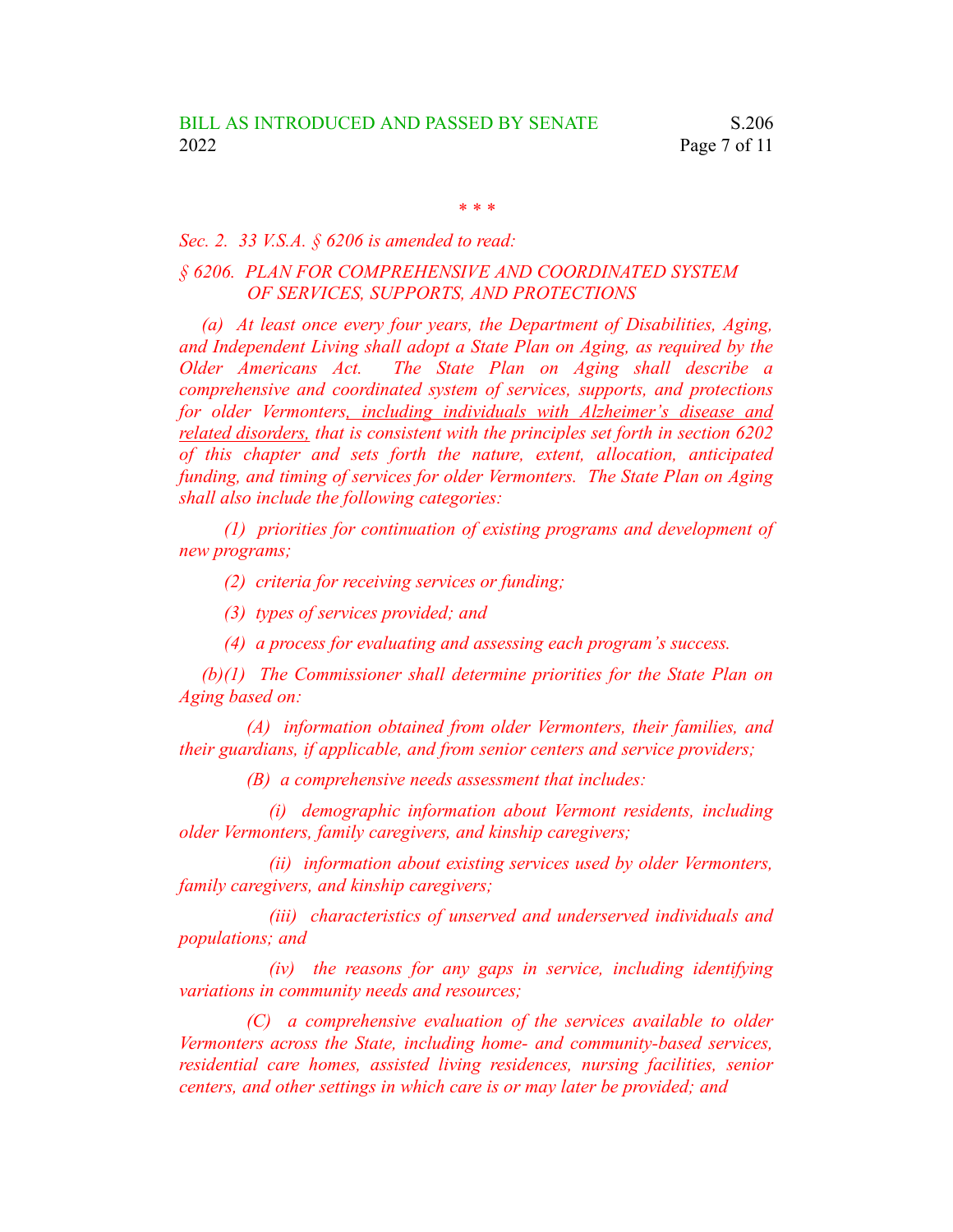\* \* \*

*Sec. 2. 33 V.S.A. § 6206 is amended to read:*

*§ 6206. PLAN FOR COMPREHENSIVE AND COORDINATED SYSTEM OF SERVICES, SUPPORTS, AND PROTECTIONS*

*(a) At least once every four years, the Department of Disabilities, Aging, and Independent Living shall adopt a State Plan on Aging, as required by the Older Americans Act. The State Plan on Aging shall describe a comprehensive and coordinated system of services, supports, and protections for older Vermonters<u>, including individuals with Alzheimer's disease and related disorders,</u> that is consistent with the principles set forth in section 6202 of this chapter and sets forth the nature, extent, allocation, anticipated funding, and timing of services for older Vermonters. The State Plan on Aging shall also include the following categories:*

*(1) priorities for continuation of existing programs and development of new programs;*

*(2) criteria for receiving services or funding;*

*(3) types of services provided; and*

*(4) a process for evaluating and assessing each program's success.*

*(b)(1) The Commissioner shall determine priorities for the State Plan on Aging based on:*

*(A) information obtained from older Vermonters, their families, and their guardians, if applicable, and from senior centers and service providers;*

*(B) a comprehensive needs assessment that includes:*

*(i) demographic information about Vermont residents, including older Vermonters, family caregivers, and kinship caregivers;*

*(ii) information about existing services used by older Vermonters, family caregivers, and kinship caregivers;*

*(iii) characteristics of unserved and underserved individuals and populations; and*

*(iv) the reasons for any gaps in service, including identifying variations in community needs and resources;*

*(C) a comprehensive evaluation of the services available to older Vermonters across the State, including home- and community-based services, residential care homes, assisted living residences, nursing facilities, senior centers, and other settings in which care is or may later be provided; and*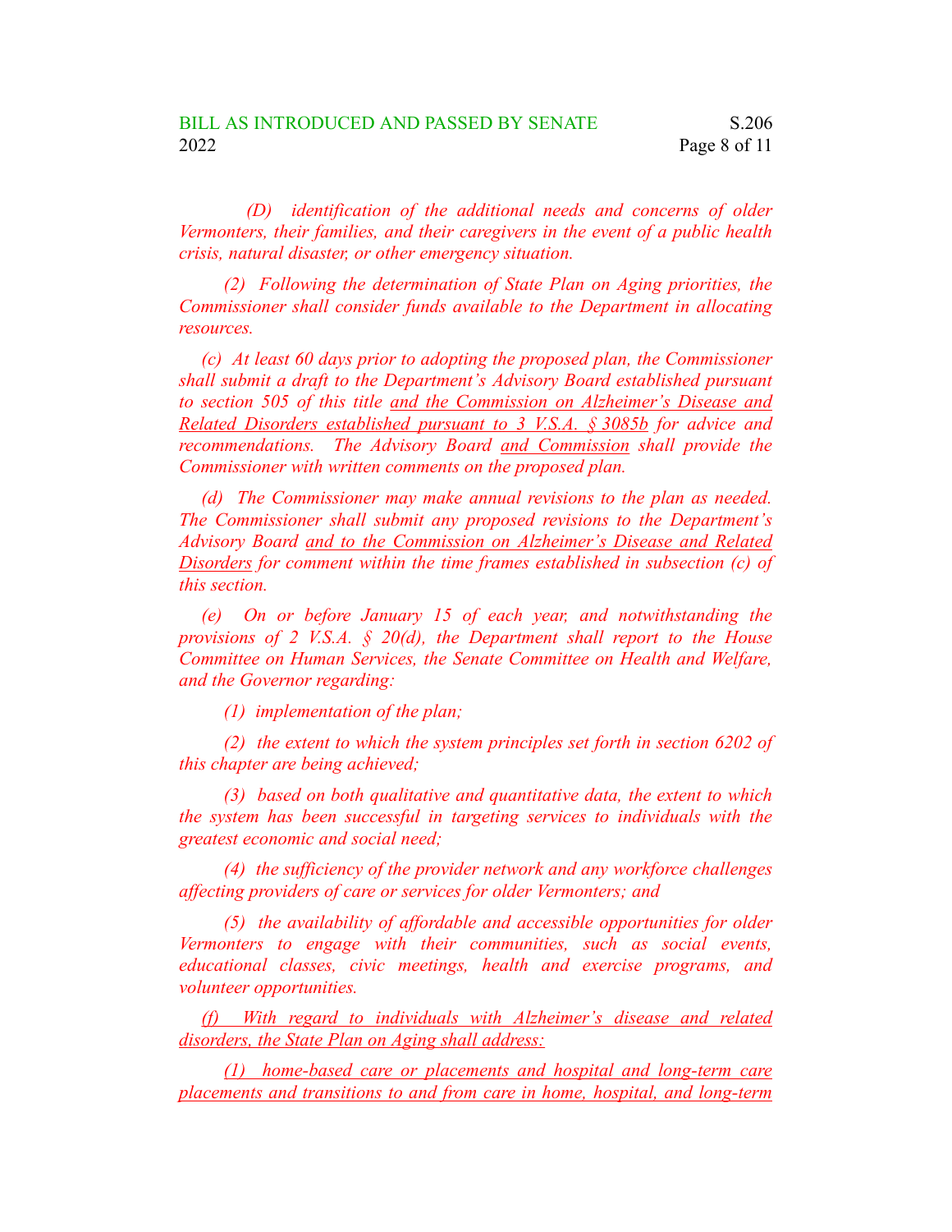*(D) identification of the additional needs and concerns of older Vermonters, their families, and their caregivers in the event of a public health crisis, natural disaster, or other emergency situation.*

*(2) Following the determination of State Plan on Aging priorities, the Commissioner shall consider funds available to the Department in allocating resources.*

*(c) At least 60 days prior to adopting the proposed plan, the Commissioner shall submit a draft to the Department's Advisory Board established pursuant to section 505 of this title <u>and the Commission on Alzheimer's Disease and Related Disorders established pursuant to 3 V.S.A. § 3085b</u> for advice and recommendations. The Advisory Board <u>and Commission</u> shall provide the Commissioner with written comments on the proposed plan.*

*(d) The Commissioner may make annual revisions to the plan as needed. The Commissioner shall submit any proposed revisions to the Department's Advisory Board <u>and to the Commission on Alzheimer's Disease and Related Disorders</u> for comment within the time frames established in subsection (c) of this section.*

*(e) On or before January 15 of each year, and notwithstanding the provisions of 2 V.S.A. § 20(d), the Department shall report to the House Committee on Human Services, the Senate Committee on Health and Welfare, and the Governor regarding:*

*(1) implementation of the plan;*

*(2) the extent to which the system principles set forth in section 6202 of this chapter are being achieved;*

*(3) based on both qualitative and quantitative data, the extent to which the system has been successful in targeting services to individuals with the greatest economic and social need;*

*(4) the sufficiency of the provider network and any workforce challenges affecting providers of care or services for older Vermonters; and*

*(5) the availability of affordable and accessible opportunities for older Vermonters to engage with their communities, such as social events, educational classes, civic meetings, health and exercise programs, and volunteer opportunities.*

*<u>(f) With regard to individuals with Alzheimer's disease and related disorders, the State Plan on Aging shall address:</u>*

*<u>(1) home-based care or placements and hospital and long-term care placements and transitions to and from care in home, hospital, and long-term</u>*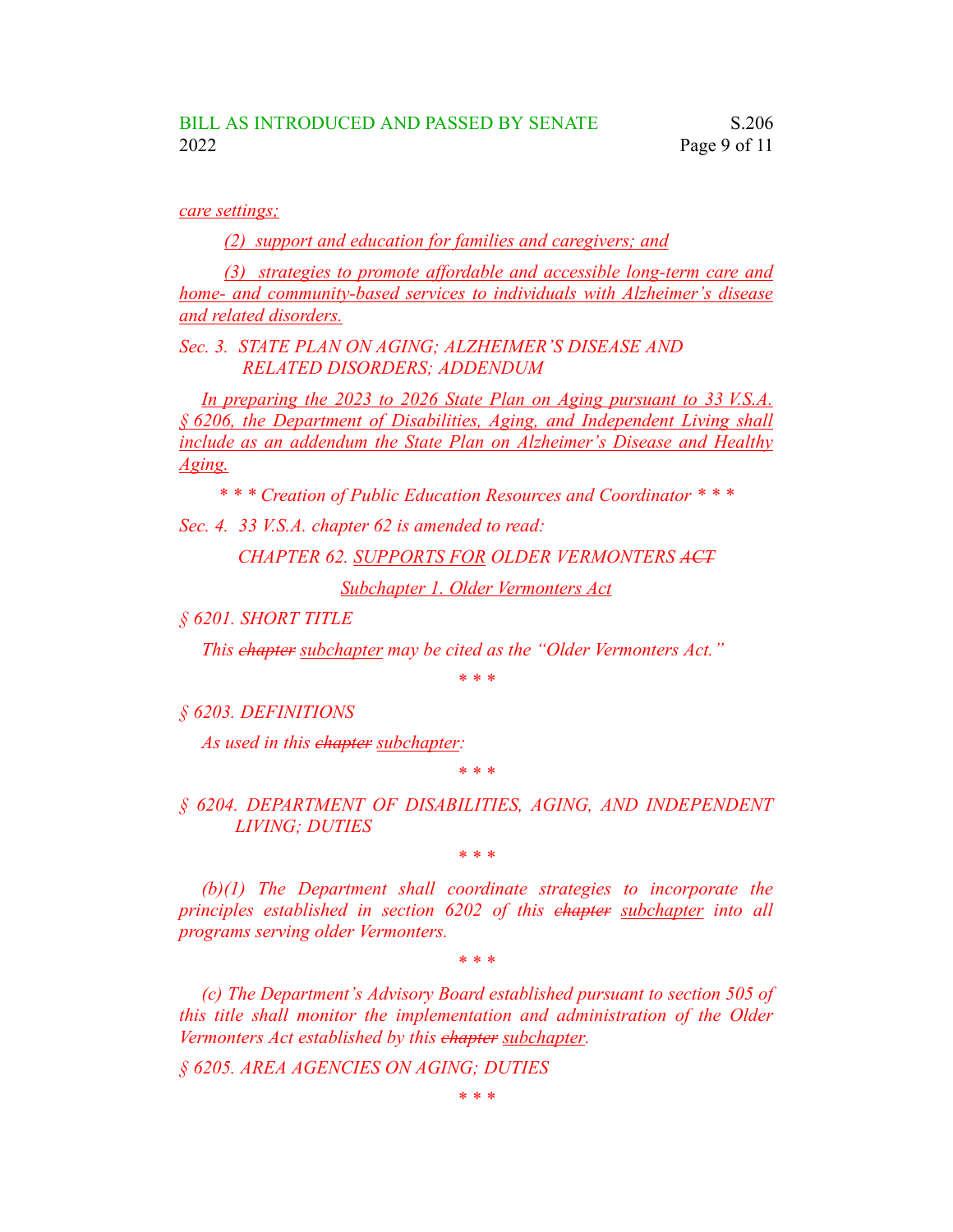care settings;

(2) support and education for families and caregivers; and

(3) strategies to promote affordable and accessible long-term care and home- and community-based services to individuals with Alzheimer's disease and related disorders.

*Sec. 3. STATE PLAN ON AGING; ALZHEIMER'S DISEASE AND RELATED DISORDERS; ADDENDUM*

In preparing the 2023 to 2026 State Plan on Aging pursuant to 33 V.S.A. § 6206, the Department of Disabilities, Aging, and Independent Living shall include as an addendum the State Plan on Alzheimer's Disease and Healthy Aging.

*\* \* \* Creation of Public Education Resources and Coordinator \* \* \**

*Sec. 4. 33 V.S.A. chapter 62 is amended to read:*

CHAPTER 62. SUPPORTS FOR OLDER VERMONTERS ~~ACT~~

Subchapter 1. Older Vermonters Act

§ 6201. SHORT TITLE

This ~~chapter~~ subchapter may be cited as the "Older Vermonters Act."

\* \* \*

§ 6203. DEFINITIONS

As used in this ~~chapter~~ subchapter:

\* \* \*

§ 6204. DEPARTMENT OF DISABILITIES, AGING, AND INDEPENDENT LIVING; DUTIES

\* \* \*

(b)(1) The Department shall coordinate strategies to incorporate the principles established in section 6202 of this ~~chapter~~ subchapter into all programs serving older Vermonters.

\* \* \*

(c) The Department's Advisory Board established pursuant to section 505 of this title shall monitor the implementation and administration of the Older Vermonters Act established by this ~~chapter~~ subchapter.

§ 6205. AREA AGENCIES ON AGING; DUTIES

\* \* \*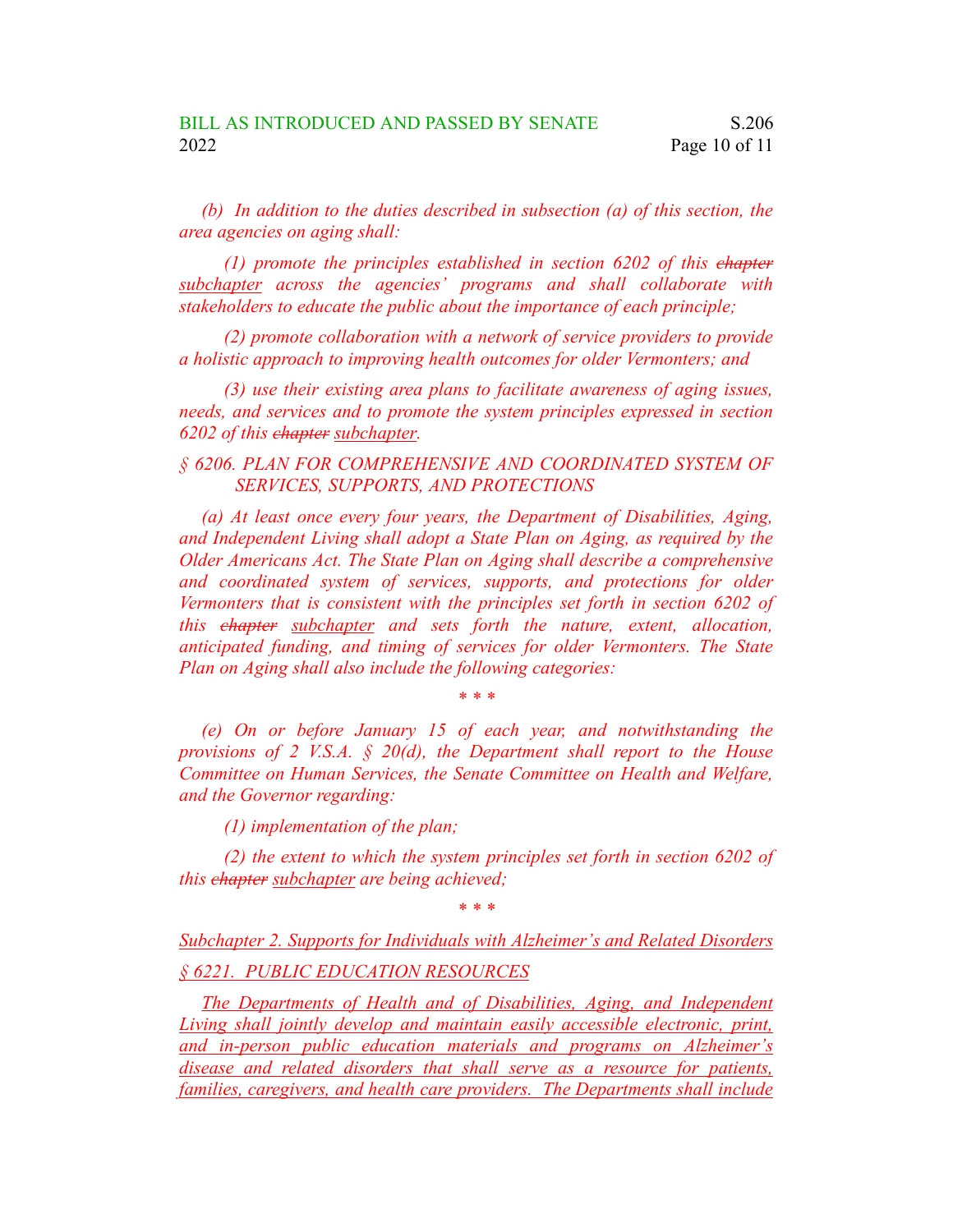*(b) In addition to the duties described in subsection (a) of this section, the area agencies on aging shall:*

*(1) promote the principles established in section 6202 of this ~~chapter~~ subchapter across the agencies' programs and shall collaborate with stakeholders to educate the public about the importance of each principle;*

*(2) promote collaboration with a network of service providers to provide a holistic approach to improving health outcomes for older Vermonters; and*

*(3) use their existing area plans to facilitate awareness of aging issues, needs, and services and to promote the system principles expressed in section 6202 of this ~~chapter~~ subchapter.*

*§ 6206. PLAN FOR COMPREHENSIVE AND COORDINATED SYSTEM OF SERVICES, SUPPORTS, AND PROTECTIONS*

*(a) At least once every four years, the Department of Disabilities, Aging, and Independent Living shall adopt a State Plan on Aging, as required by the Older Americans Act. The State Plan on Aging shall describe a comprehensive and coordinated system of services, supports, and protections for older Vermonters that is consistent with the principles set forth in section 6202 of this ~~chapter~~ subchapter and sets forth the nature, extent, allocation, anticipated funding, and timing of services for older Vermonters. The State Plan on Aging shall also include the following categories:*

*\* \* \**

*(e) On or before January 15 of each year, and notwithstanding the provisions of 2 V.S.A. § 20(d), the Department shall report to the House Committee on Human Services, the Senate Committee on Health and Welfare, and the Governor regarding:*

*(1) implementation of the plan;*

*(2) the extent to which the system principles set forth in section 6202 of this ~~chapter~~ subchapter are being achieved;*

*\* \* \**

*Subchapter 2. Supports for Individuals with Alzheimer's and Related Disorders*

*§ 6221. PUBLIC EDUCATION RESOURCES*

*The Departments of Health and of Disabilities, Aging, and Independent Living shall jointly develop and maintain easily accessible electronic, print, and in-person public education materials and programs on Alzheimer's disease and related disorders that shall serve as a resource for patients, families, caregivers, and health care providers. The Departments shall include*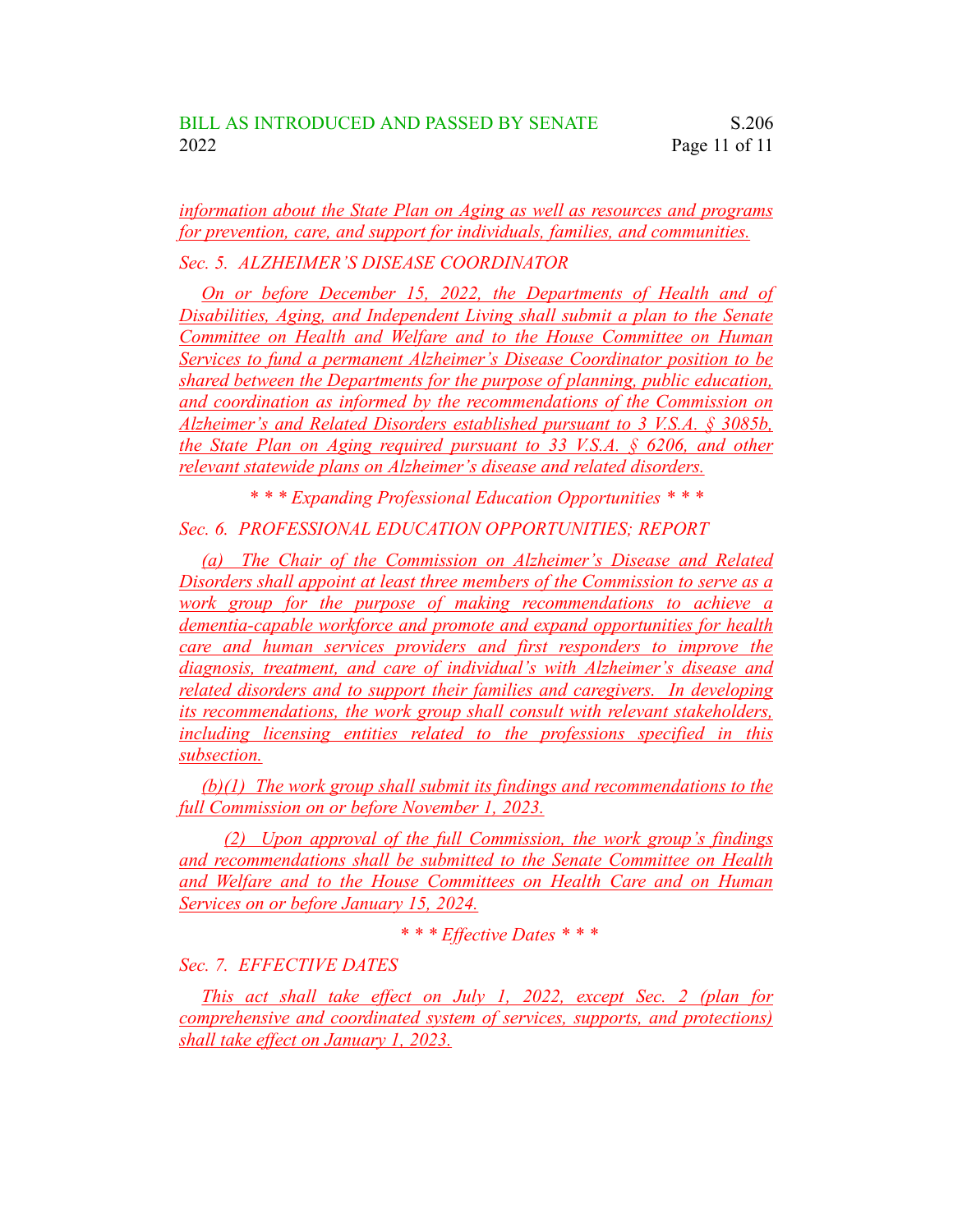*information about the State Plan on Aging as well as resources and programs for prevention, care, and support for individuals, families, and communities.*

*Sec. 5. ALZHEIMER'S DISEASE COORDINATOR*

*On or before December 15, 2022, the Departments of Health and of Disabilities, Aging, and Independent Living shall submit a plan to the Senate Committee on Health and Welfare and to the House Committee on Human Services to fund a permanent Alzheimer's Disease Coordinator position to be shared between the Departments for the purpose of planning, public education, and coordination as informed by the recommendations of the Commission on Alzheimer's and Related Disorders established pursuant to 3 V.S.A. § 3085b, the State Plan on Aging required pursuant to 33 V.S.A. § 6206, and other relevant statewide plans on Alzheimer's disease and related disorders.*

*\* \* \* Expanding Professional Education Opportunities \* \* \**

*Sec. 6. PROFESSIONAL EDUCATION OPPORTUNITIES; REPORT*

*(a) The Chair of the Commission on Alzheimer's Disease and Related Disorders shall appoint at least three members of the Commission to serve as a work group for the purpose of making recommendations to achieve a dementia-capable workforce and promote and expand opportunities for health care and human services providers and first responders to improve the diagnosis, treatment, and care of individual's with Alzheimer's disease and related disorders and to support their families and caregivers. In developing its recommendations, the work group shall consult with relevant stakeholders, including licensing entities related to the professions specified in this subsection.*

*(b)(1) The work group shall submit its findings and recommendations to the full Commission on or before November 1, 2023.*

*(2) Upon approval of the full Commission, the work group's findings and recommendations shall be submitted to the Senate Committee on Health and Welfare and to the House Committees on Health Care and on Human Services on or before January 15, 2024.*

*\* \* \* Effective Dates \* \* \**

*Sec. 7. EFFECTIVE DATES*

*This act shall take effect on July 1, 2022, except Sec. 2 (plan for comprehensive and coordinated system of services, supports, and protections) shall take effect on January 1, 2023.*